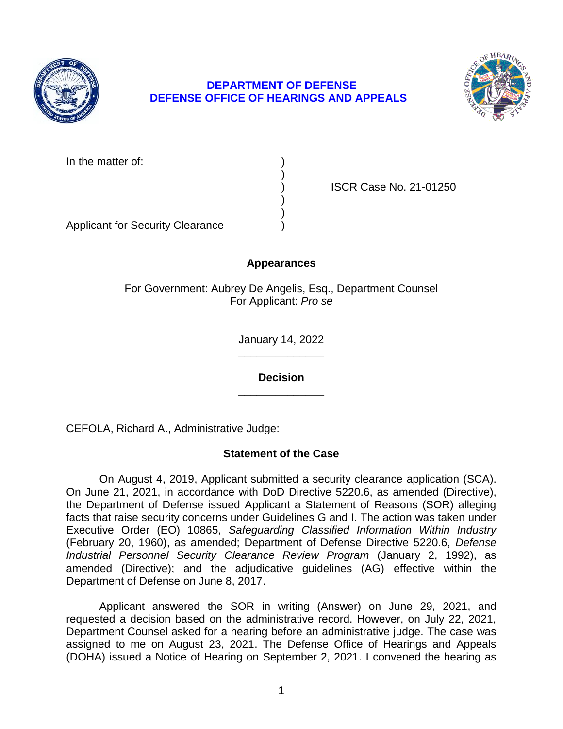**DEPARTMENT OF DEFENSE**
**DEFENSE OFFICE OF HEARINGS AND APPEALS**

In the matter of: )
)
) ISCR Case No. 21-01250
)
)
Applicant for Security Clearance )

**Appearances**

For Government: Aubrey De Angelis, Esq., Department Counsel
For Applicant: *Pro se*

January 14, 2022

______________

**Decision**

______________

CEFOLA, Richard A., Administrative Judge:

**Statement of the Case**

On August 4, 2019, Applicant submitted a security clearance application (SCA). On June 21, 2021, in accordance with DoD Directive 5220.6, as amended (Directive), the Department of Defense issued Applicant a Statement of Reasons (SOR) alleging facts that raise security concerns under Guidelines G and I. The action was taken under Executive Order (EO) 10865, *Safeguarding Classified Information Within Industry* (February 20, 1960), as amended; Department of Defense Directive 5220.6, *Defense Industrial Personnel Security Clearance Review Program* (January 2, 1992), as amended (Directive); and the adjudicative guidelines (AG) effective within the Department of Defense on June 8, 2017.

Applicant answered the SOR in writing (Answer) on June 29, 2021, and requested a decision based on the administrative record. However, on July 22, 2021, Department Counsel asked for a hearing before an administrative judge. The case was assigned to me on August 23, 2021. The Defense Office of Hearings and Appeals (DOHA) issued a Notice of Hearing on September 2, 2021. I convened the hearing as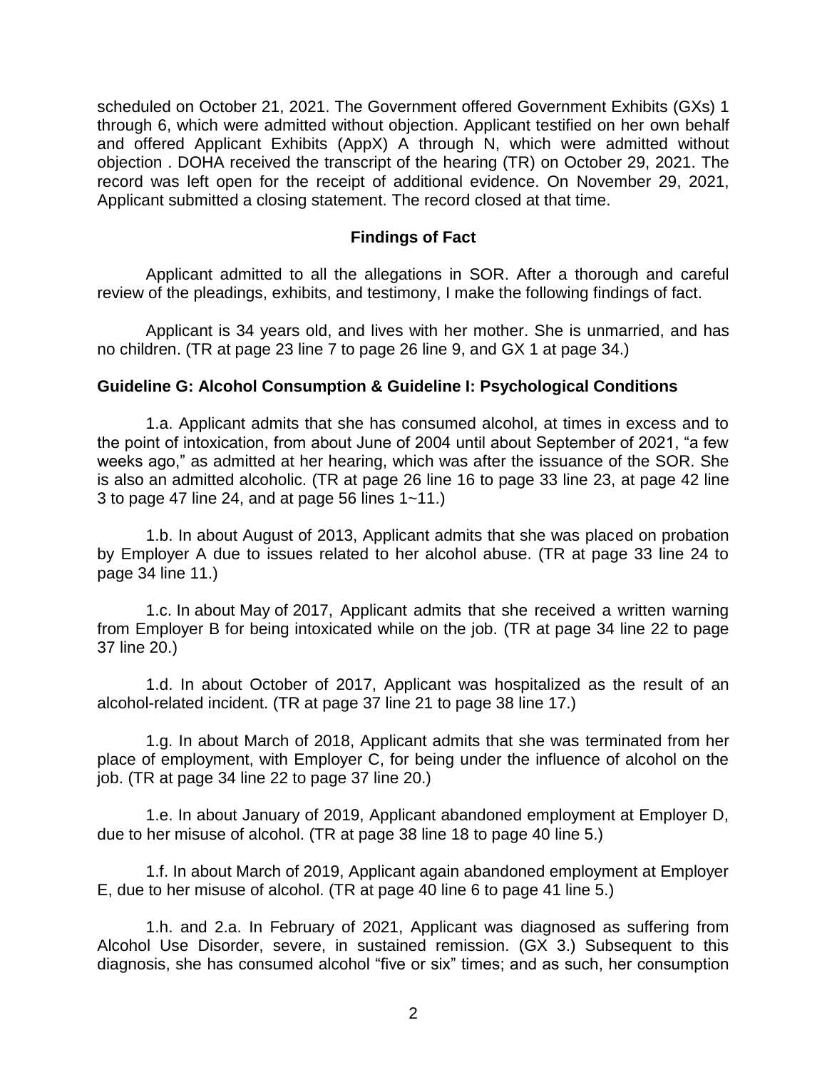scheduled on October 21, 2021. The Government offered Government Exhibits (GXs) 1 through 6, which were admitted without objection. Applicant testified on her own behalf and offered Applicant Exhibits (AppX) A through N, which were admitted without objection . DOHA received the transcript of the hearing (TR) on October 29, 2021. The record was left open for the receipt of additional evidence. On November 29, 2021, Applicant submitted a closing statement. The record closed at that time.

## Findings of Fact

Applicant admitted to all the allegations in SOR. After a thorough and careful review of the pleadings, exhibits, and testimony, I make the following findings of fact.

Applicant is 34 years old, and lives with her mother. She is unmarried, and has no children. (TR at page 23 line 7 to page 26 line 9, and GX 1 at page 34.)

### Guideline G: Alcohol Consumption & Guideline I: Psychological Conditions

1.a. Applicant admits that she has consumed alcohol, at times in excess and to the point of intoxication, from about June of 2004 until about September of 2021, "a few weeks ago," as admitted at her hearing, which was after the issuance of the SOR. She is also an admitted alcoholic. (TR at page 26 line 16 to page 33 line 23, at page 42 line 3 to page 47 line 24, and at page 56 lines 1~11.)

1.b. In about August of 2013, Applicant admits that she was placed on probation by Employer A due to issues related to her alcohol abuse. (TR at page 33 line 24 to page 34 line 11.)

1.c. In about May of 2017, Applicant admits that she received a written warning from Employer B for being intoxicated while on the job. (TR at page 34 line 22 to page 37 line 20.)

1.d. In about October of 2017, Applicant was hospitalized as the result of an alcohol-related incident. (TR at page 37 line 21 to page 38 line 17.)

1.g. In about March of 2018, Applicant admits that she was terminated from her place of employment, with Employer C, for being under the influence of alcohol on the job. (TR at page 34 line 22 to page 37 line 20.)

1.e. In about January of 2019, Applicant abandoned employment at Employer D, due to her misuse of alcohol. (TR at page 38 line 18 to page 40 line 5.)

1.f. In about March of 2019, Applicant again abandoned employment at Employer E, due to her misuse of alcohol. (TR at page 40 line 6 to page 41 line 5.)

1.h. and 2.a. In February of 2021, Applicant was diagnosed as suffering from Alcohol Use Disorder, severe, in sustained remission. (GX 3.) Subsequent to this diagnosis, she has consumed alcohol "five or six" times; and as such, her consumption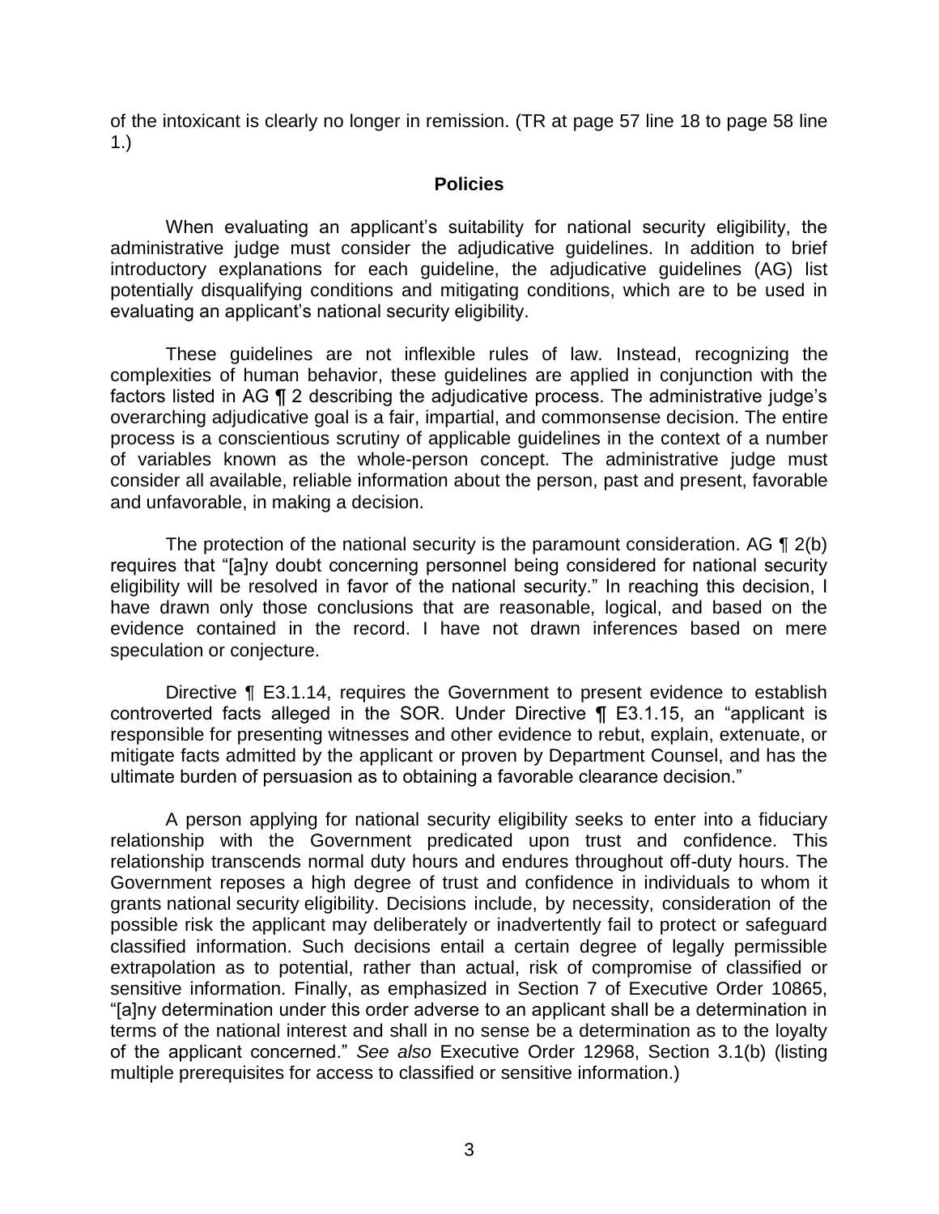of the intoxicant is clearly no longer in remission. (TR at page 57 line 18 to page 58 line 1.)

## Policies

When evaluating an applicant's suitability for national security eligibility, the administrative judge must consider the adjudicative guidelines. In addition to brief introductory explanations for each guideline, the adjudicative guidelines (AG) list potentially disqualifying conditions and mitigating conditions, which are to be used in evaluating an applicant's national security eligibility.

These guidelines are not inflexible rules of law. Instead, recognizing the complexities of human behavior, these guidelines are applied in conjunction with the factors listed in AG ¶ 2 describing the adjudicative process. The administrative judge's overarching adjudicative goal is a fair, impartial, and commonsense decision. The entire process is a conscientious scrutiny of applicable guidelines in the context of a number of variables known as the whole-person concept. The administrative judge must consider all available, reliable information about the person, past and present, favorable and unfavorable, in making a decision.

The protection of the national security is the paramount consideration. AG ¶ 2(b) requires that "[a]ny doubt concerning personnel being considered for national security eligibility will be resolved in favor of the national security." In reaching this decision, I have drawn only those conclusions that are reasonable, logical, and based on the evidence contained in the record. I have not drawn inferences based on mere speculation or conjecture.

Directive ¶ E3.1.14, requires the Government to present evidence to establish controverted facts alleged in the SOR. Under Directive ¶ E3.1.15, an "applicant is responsible for presenting witnesses and other evidence to rebut, explain, extenuate, or mitigate facts admitted by the applicant or proven by Department Counsel, and has the ultimate burden of persuasion as to obtaining a favorable clearance decision."

A person applying for national security eligibility seeks to enter into a fiduciary relationship with the Government predicated upon trust and confidence. This relationship transcends normal duty hours and endures throughout off-duty hours. The Government reposes a high degree of trust and confidence in individuals to whom it grants national security eligibility. Decisions include, by necessity, consideration of the possible risk the applicant may deliberately or inadvertently fail to protect or safeguard classified information. Such decisions entail a certain degree of legally permissible extrapolation as to potential, rather than actual, risk of compromise of classified or sensitive information. Finally, as emphasized in Section 7 of Executive Order 10865, "[a]ny determination under this order adverse to an applicant shall be a determination in terms of the national interest and shall in no sense be a determination as to the loyalty of the applicant concerned." *See also* Executive Order 12968, Section 3.1(b) (listing multiple prerequisites for access to classified or sensitive information.)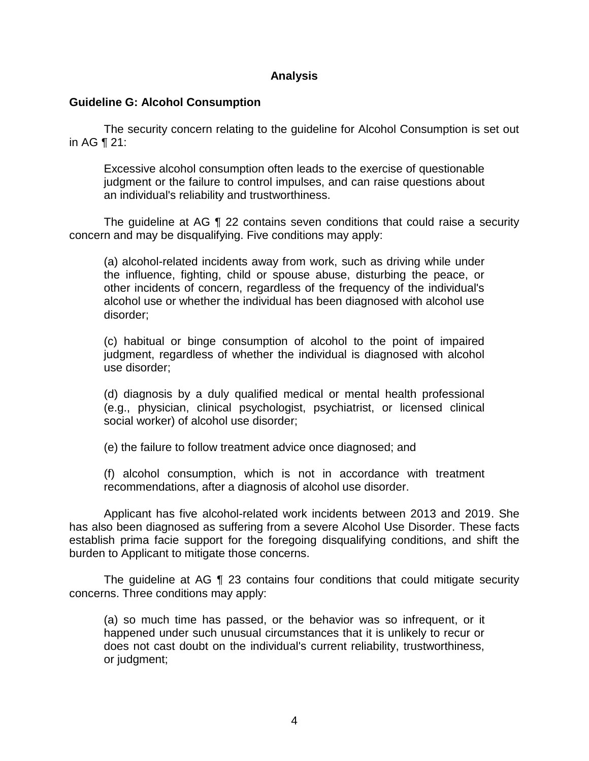## Analysis

### Guideline G: Alcohol Consumption

The security concern relating to the guideline for Alcohol Consumption is set out in AG ¶ 21:

> Excessive alcohol consumption often leads to the exercise of questionable judgment or the failure to control impulses, and can raise questions about an individual's reliability and trustworthiness.

The guideline at AG ¶ 22 contains seven conditions that could raise a security concern and may be disqualifying. Five conditions may apply:

> (a) alcohol-related incidents away from work, such as driving while under the influence, fighting, child or spouse abuse, disturbing the peace, or other incidents of concern, regardless of the frequency of the individual's alcohol use or whether the individual has been diagnosed with alcohol use disorder;
>
> (c) habitual or binge consumption of alcohol to the point of impaired judgment, regardless of whether the individual is diagnosed with alcohol use disorder;
>
> (d) diagnosis by a duly qualified medical or mental health professional (e.g., physician, clinical psychologist, psychiatrist, or licensed clinical social worker) of alcohol use disorder;
>
> (e) the failure to follow treatment advice once diagnosed; and
>
> (f) alcohol consumption, which is not in accordance with treatment recommendations, after a diagnosis of alcohol use disorder.

Applicant has five alcohol-related work incidents between 2013 and 2019. She has also been diagnosed as suffering from a severe Alcohol Use Disorder. These facts establish prima facie support for the foregoing disqualifying conditions, and shift the burden to Applicant to mitigate those concerns.

The guideline at AG ¶ 23 contains four conditions that could mitigate security concerns. Three conditions may apply:

> (a) so much time has passed, or the behavior was so infrequent, or it happened under such unusual circumstances that it is unlikely to recur or does not cast doubt on the individual's current reliability, trustworthiness, or judgment;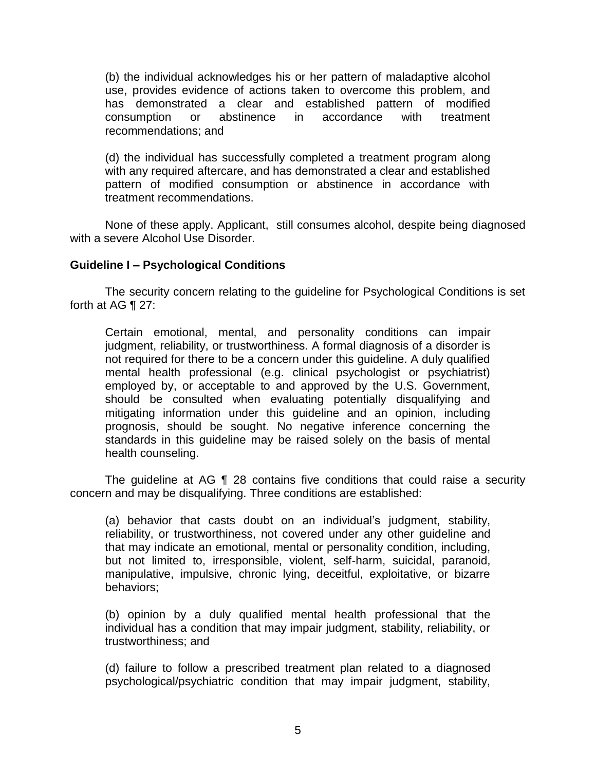(b) the individual acknowledges his or her pattern of maladaptive alcohol use, provides evidence of actions taken to overcome this problem, and has demonstrated a clear and established pattern of modified consumption or abstinence in accordance with treatment recommendations; and

(d) the individual has successfully completed a treatment program along with any required aftercare, and has demonstrated a clear and established pattern of modified consumption or abstinence in accordance with treatment recommendations.

None of these apply. Applicant, still consumes alcohol, despite being diagnosed with a severe Alcohol Use Disorder.

**Guideline I – Psychological Conditions**

The security concern relating to the guideline for Psychological Conditions is set forth at AG ¶ 27:

> Certain emotional, mental, and personality conditions can impair judgment, reliability, or trustworthiness. A formal diagnosis of a disorder is not required for there to be a concern under this guideline. A duly qualified mental health professional (e.g. clinical psychologist or psychiatrist) employed by, or acceptable to and approved by the U.S. Government, should be consulted when evaluating potentially disqualifying and mitigating information under this guideline and an opinion, including prognosis, should be sought. No negative inference concerning the standards in this guideline may be raised solely on the basis of mental health counseling.

The guideline at AG ¶ 28 contains five conditions that could raise a security concern and may be disqualifying. Three conditions are established:

> (a) behavior that casts doubt on an individual's judgment, stability, reliability, or trustworthiness, not covered under any other guideline and that may indicate an emotional, mental or personality condition, including, but not limited to, irresponsible, violent, self-harm, suicidal, paranoid, manipulative, impulsive, chronic lying, deceitful, exploitative, or bizarre behaviors;
>
> (b) opinion by a duly qualified mental health professional that the individual has a condition that may impair judgment, stability, reliability, or trustworthiness; and
>
> (d) failure to follow a prescribed treatment plan related to a diagnosed psychological/psychiatric condition that may impair judgment, stability,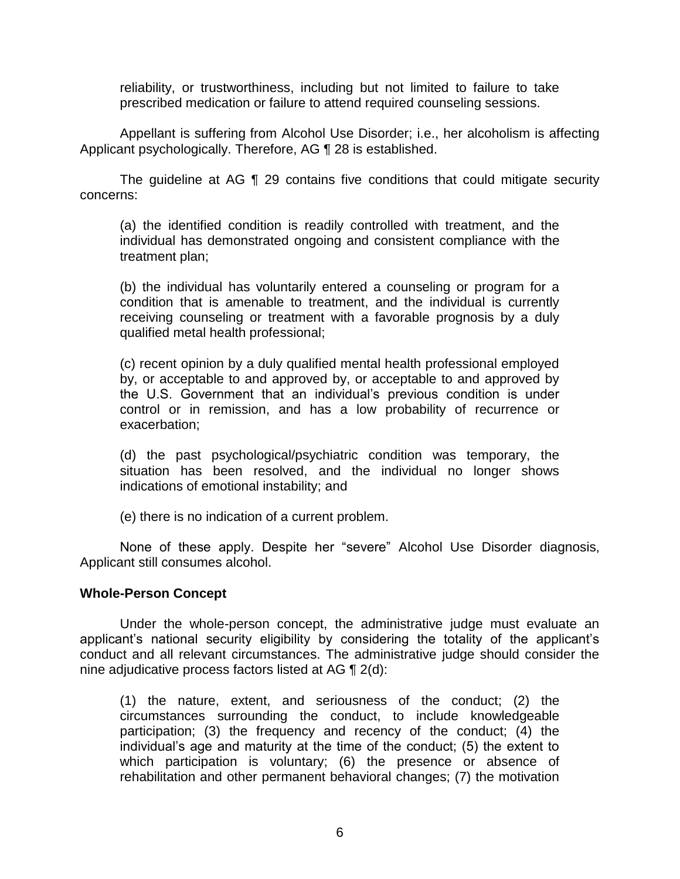> reliability, or trustworthiness, including but not limited to failure to take prescribed medication or failure to attend required counseling sessions.

Appellant is suffering from Alcohol Use Disorder; i.e., her alcoholism is affecting Applicant psychologically. Therefore, AG ¶ 28 is established.

The guideline at AG ¶ 29 contains five conditions that could mitigate security concerns:

> (a) the identified condition is readily controlled with treatment, and the individual has demonstrated ongoing and consistent compliance with the treatment plan;
>
> (b) the individual has voluntarily entered a counseling or program for a condition that is amenable to treatment, and the individual is currently receiving counseling or treatment with a favorable prognosis by a duly qualified metal health professional;
>
> (c) recent opinion by a duly qualified mental health professional employed by, or acceptable to and approved by, or acceptable to and approved by the U.S. Government that an individual's previous condition is under control or in remission, and has a low probability of recurrence or exacerbation;
>
> (d) the past psychological/psychiatric condition was temporary, the situation has been resolved, and the individual no longer shows indications of emotional instability; and
>
> (e) there is no indication of a current problem.

None of these apply. Despite her "severe" Alcohol Use Disorder diagnosis, Applicant still consumes alcohol.

**Whole-Person Concept**

Under the whole-person concept, the administrative judge must evaluate an applicant's national security eligibility by considering the totality of the applicant's conduct and all relevant circumstances. The administrative judge should consider the nine adjudicative process factors listed at AG ¶ 2(d):

> (1) the nature, extent, and seriousness of the conduct; (2) the circumstances surrounding the conduct, to include knowledgeable participation; (3) the frequency and recency of the conduct; (4) the individual's age and maturity at the time of the conduct; (5) the extent to which participation is voluntary; (6) the presence or absence of rehabilitation and other permanent behavioral changes; (7) the motivation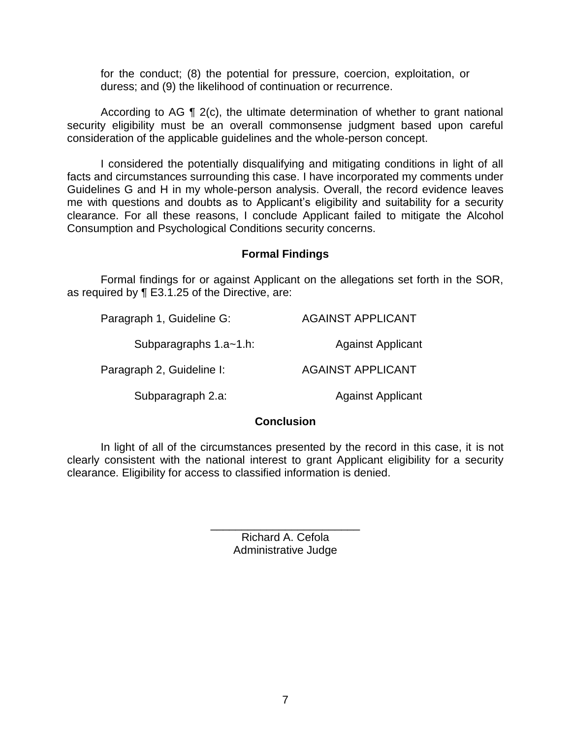for the conduct; (8) the potential for pressure, coercion, exploitation, or duress; and (9) the likelihood of continuation or recurrence.

According to AG ¶ 2(c), the ultimate determination of whether to grant national security eligibility must be an overall commonsense judgment based upon careful consideration of the applicable guidelines and the whole-person concept.

I considered the potentially disqualifying and mitigating conditions in light of all facts and circumstances surrounding this case. I have incorporated my comments under Guidelines G and H in my whole-person analysis. Overall, the record evidence leaves me with questions and doubts as to Applicant's eligibility and suitability for a security clearance. For all these reasons, I conclude Applicant failed to mitigate the Alcohol Consumption and Psychological Conditions security concerns.

## Formal Findings

Formal findings for or against Applicant on the allegations set forth in the SOR, as required by ¶ E3.1.25 of the Directive, are:

| | |
|---|---|
| Paragraph 1, Guideline G: | AGAINST APPLICANT |
| Subparagraphs 1.a~1.h: | Against Applicant |
| Paragraph 2, Guideline I: | AGAINST APPLICANT |
| Subparagraph 2.a: | Against Applicant |

## Conclusion

In light of all of the circumstances presented by the record in this case, it is not clearly consistent with the national interest to grant Applicant eligibility for a security clearance. Eligibility for access to classified information is denied.

\_\_\_\_\_\_\_\_\_\_\_\_\_\_\_\_\_\_\_\_\_\_\_\_
Richard A. Cefola
Administrative Judge